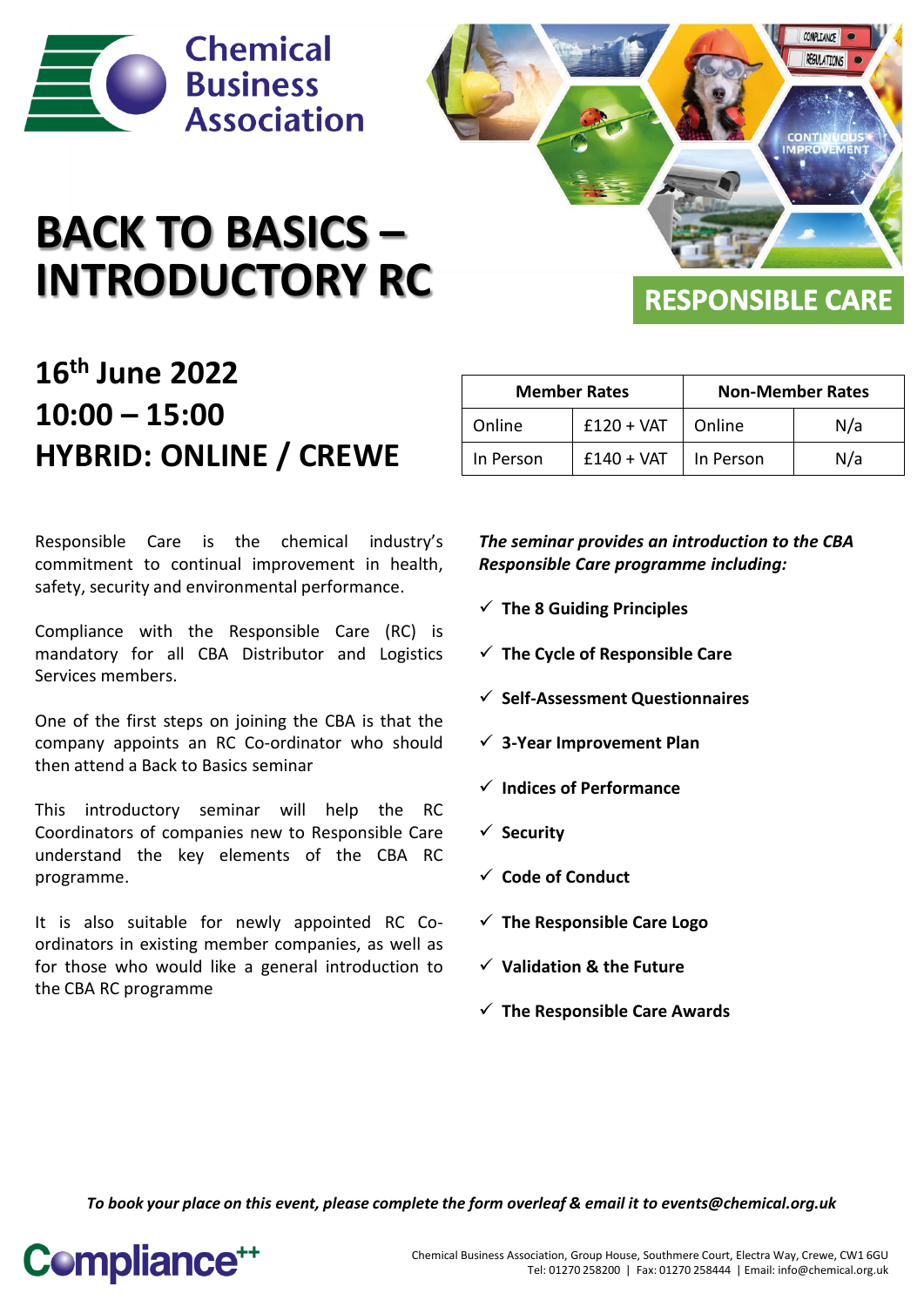Chemical Business Association

# BACK TO BASICS – INTRODUCTORY RC

RESPONSIBLE CARE

## 16th June 2022
## 10:00 – 15:00
## HYBRID: ONLINE / CREWE

| Member Rates | | Non-Member Rates | |
|---|---|---|---|
| Online | £120 + VAT | Online | N/a |
| In Person | £140 + VAT | In Person | N/a |

Responsible Care is the chemical industry's commitment to continual improvement in health, safety, security and environmental performance.

Compliance with the Responsible Care (RC) is mandatory for all CBA Distributor and Logistics Services members.

One of the first steps on joining the CBA is that the company appoints an RC Co-ordinator who should then attend a Back to Basics seminar

This introductory seminar will help the RC Coordinators of companies new to Responsible Care understand the key elements of the CBA RC programme.

It is also suitable for newly appointed RC Co-ordinators in existing member companies, as well as for those who would like a general introduction to the CBA RC programme

***The seminar provides an introduction to the CBA Responsible Care programme including:***

- ✓ **The 8 Guiding Principles**
- ✓ **The Cycle of Responsible Care**
- ✓ **Self-Assessment Questionnaires**
- ✓ **3-Year Improvement Plan**
- ✓ **Indices of Performance**
- ✓ **Security**
- ✓ **Code of Conduct**
- ✓ **The Responsible Care Logo**
- ✓ **Validation & the Future**
- ✓ **The Responsible Care Awards**

***To book your place on this event, please complete the form overleaf & email it to events@chemical.org.uk***

Compliance++

Chemical Business Association, Group House, Southmere Court, Electra Way, Crewe, CW1 6GU
Tel: 01270 258200 | Fax: 01270 258444 | Email: info@chemical.org.uk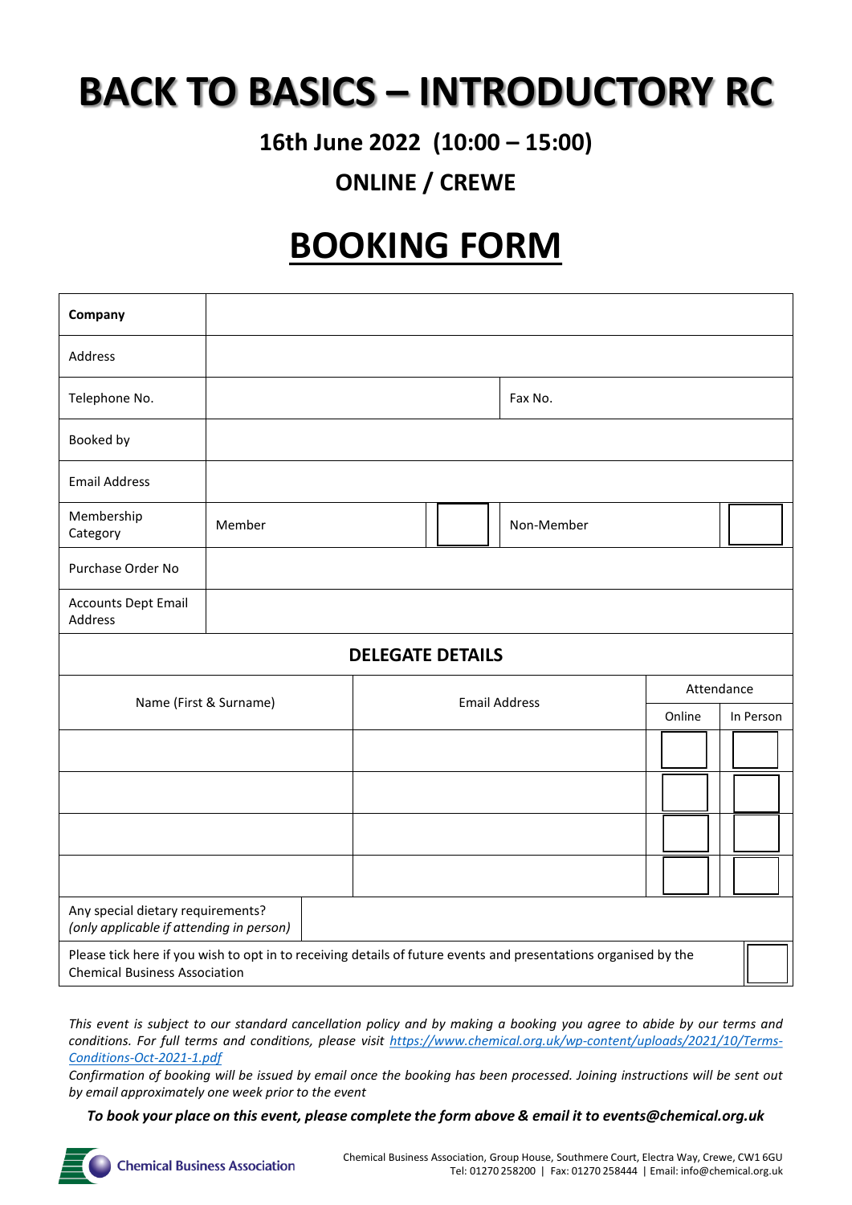# BACK TO BASICS – INTRODUCTORY RC

### 16th June 2022 (10:00 – 15:00)

### ONLINE / CREWE

# BOOKING FORM

| | | | |
|---|---|---|---|
| **Company** | | | |
| Address | | | |
| Telephone No. | | Fax No. | |
| Booked by | | | |
| Email Address | | | |
| Membership Category | Member ☐ | Non-Member ☐ | |
| Purchase Order No | | | |
| Accounts Dept Email Address | | | |

**DELEGATE DETAILS**

| Name (First & Surname) | Email Address | Attendance | |
|---|---|---|---|
| | | Online | In Person |
| | | ☐ | ☐ |
| | | ☐ | ☐ |
| | | ☐ | ☐ |
| | | ☐ | ☐ |

| | |
|---|---|
| Any special dietary requirements? *(only applicable if attending in person)* | |
| Please tick here if you wish to opt in to receiving details of future events and presentations organised by the Chemical Business Association | ☐ |

*This event is subject to our standard cancellation policy and by making a booking you agree to abide by our terms and conditions. For full terms and conditions, please visit https://www.chemical.org.uk/wp-content/uploads/2021/10/Terms-Conditions-Oct-2021-1.pdf*

*Confirmation of booking will be issued by email once the booking has been processed. Joining instructions will be sent out by email approximately one week prior to the event*

***To book your place on this event, please complete the form above & email it to events@chemical.org.uk***

Chemical Business Association

Chemical Business Association, Group House, Southmere Court, Electra Way, Crewe, CW1 6GU
Tel: 01270 258200 | Fax: 01270 258444 | Email: info@chemical.org.uk